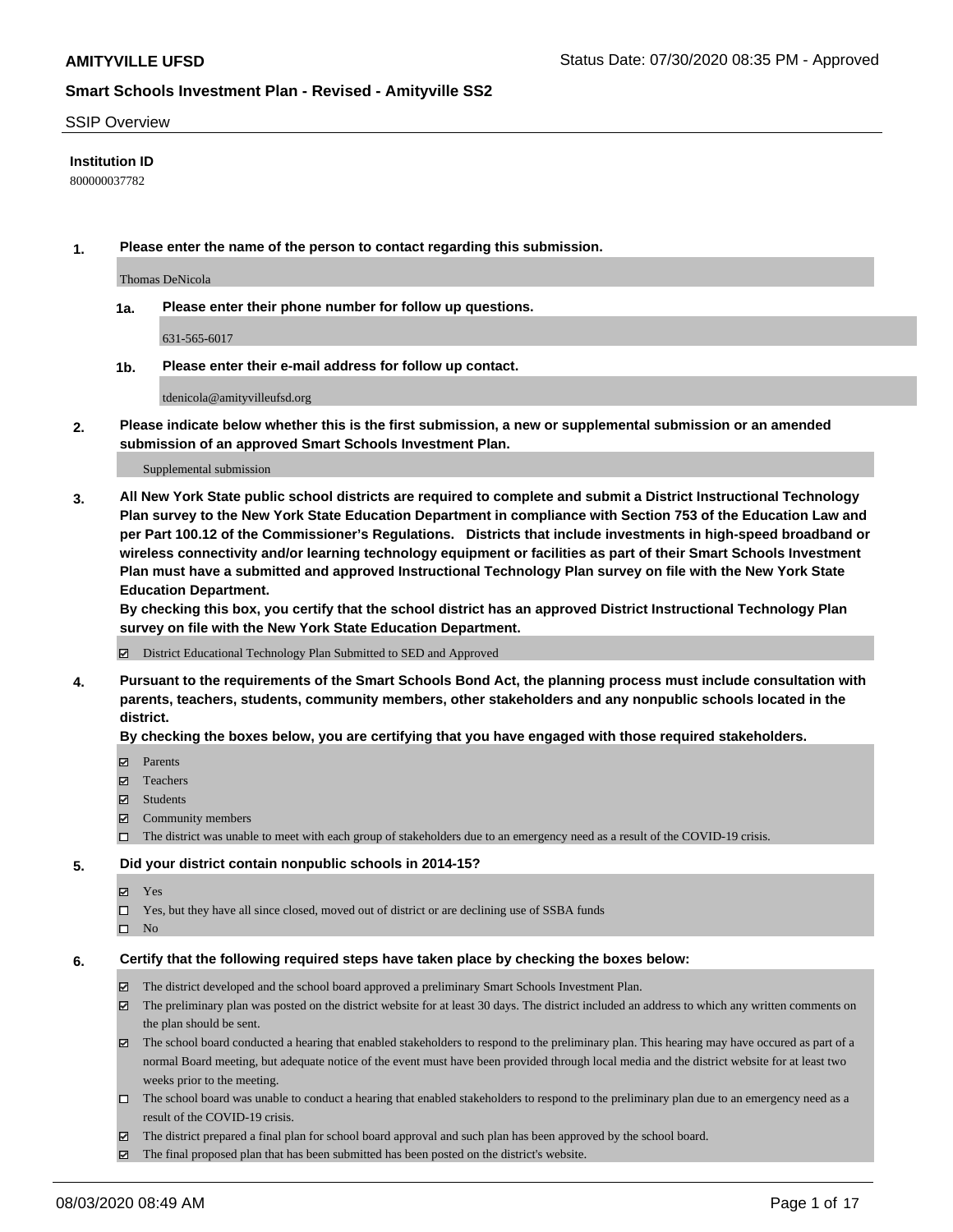# AMITYVILLE UFSD

Status Date: 07/30/2020 08:35 PM - Approved

## Smart Schools Investment Plan - Revised - Amityville SS2

SSIP Overview

**Institution ID**

800000037782

**1. Please enter the name of the person to contact regarding this submission.**

Thomas DeNicola

**1a. Please enter their phone number for follow up questions.**

631-565-6017

**1b. Please enter their e-mail address for follow up contact.**

tdenicola@amityvilleufsd.org

**2. Please indicate below whether this is the first submission, a new or supplemental submission or an amended submission of an approved Smart Schools Investment Plan.**

Supplemental submission

**3. All New York State public school districts are required to complete and submit a District Instructional Technology Plan survey to the New York State Education Department in compliance with Section 753 of the Education Law and per Part 100.12 of the Commissioner's Regulations. Districts that include investments in high-speed broadband or wireless connectivity and/or learning technology equipment or facilities as part of their Smart Schools Investment Plan must have a submitted and approved Instructional Technology Plan survey on file with the New York State Education Department.**

**By checking this box, you certify that the school district has an approved District Instructional Technology Plan survey on file with the New York State Education Department.**

- ☑ District Educational Technology Plan Submitted to SED and Approved

**4. Pursuant to the requirements of the Smart Schools Bond Act, the planning process must include consultation with parents, teachers, students, community members, other stakeholders and any nonpublic schools located in the district.**

**By checking the boxes below, you are certifying that you have engaged with those required stakeholders.**

- ☑ Parents
- ☑ Teachers
- ☑ Students
- ☑ Community members
- ☐ The district was unable to meet with each group of stakeholders due to an emergency need as a result of the COVID-19 crisis.

**5. Did your district contain nonpublic schools in 2014-15?**

- ☑ Yes
- ☐ Yes, but they have all since closed, moved out of district or are declining use of SSBA funds
- ☐ No

**6. Certify that the following required steps have taken place by checking the boxes below:**

- ☑ The district developed and the school board approved a preliminary Smart Schools Investment Plan.
- ☑ The preliminary plan was posted on the district website for at least 30 days. The district included an address to which any written comments on the plan should be sent.
- ☑ The school board conducted a hearing that enabled stakeholders to respond to the preliminary plan. This hearing may have occured as part of a normal Board meeting, but adequate notice of the event must have been provided through local media and the district website for at least two weeks prior to the meeting.
- ☐ The school board was unable to conduct a hearing that enabled stakeholders to respond to the preliminary plan due to an emergency need as a result of the COVID-19 crisis.
- ☑ The district prepared a final plan for school board approval and such plan has been approved by the school board.
- ☑ The final proposed plan that has been submitted has been posted on the district's website.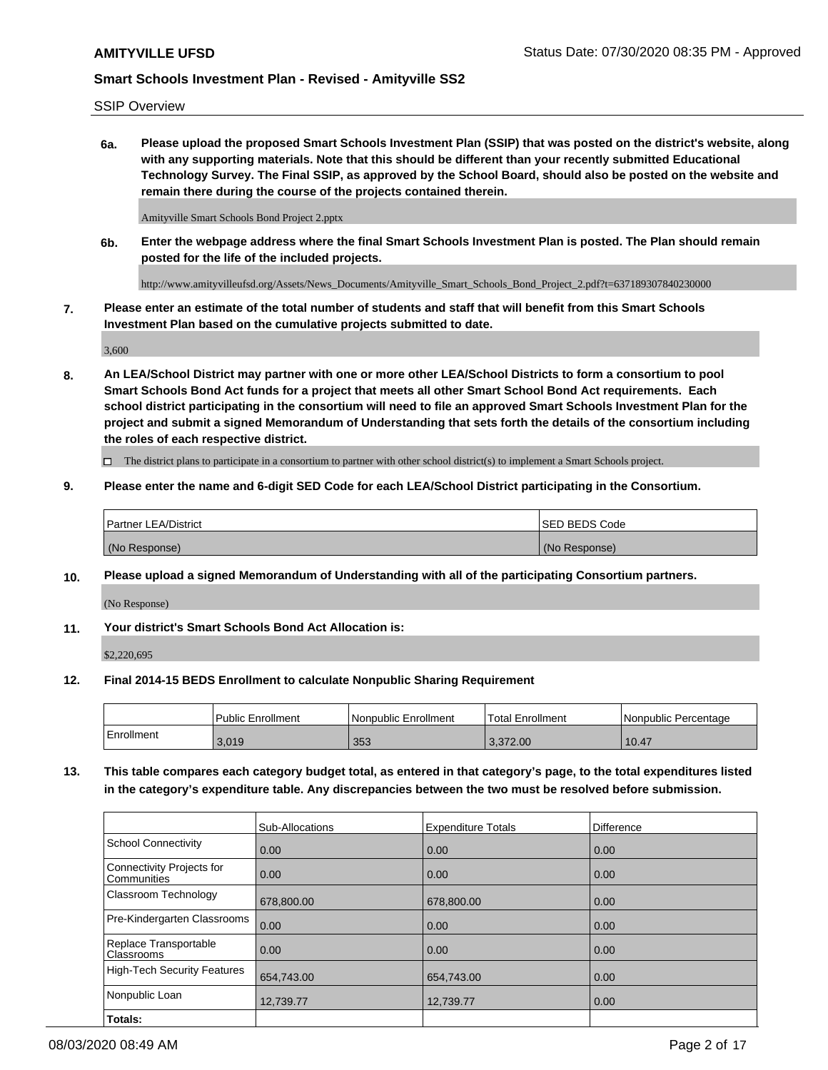SSIP Overview

**6a. Please upload the proposed Smart Schools Investment Plan (SSIP) that was posted on the district's website, along with any supporting materials. Note that this should be different than your recently submitted Educational Technology Survey. The Final SSIP, as approved by the School Board, should also be posted on the website and remain there during the course of the projects contained therein.**

Amityville Smart Schools Bond Project 2.pptx

**6b. Enter the webpage address where the final Smart Schools Investment Plan is posted. The Plan should remain posted for the life of the included projects.**

http://www.amityvilleufsd.org/Assets/News_Documents/Amityville_Smart_Schools_Bond_Project_2.pdf?t=637189307840230000

**7. Please enter an estimate of the total number of students and staff that will benefit from this Smart Schools Investment Plan based on the cumulative projects submitted to date.**

3,600

**8. An LEA/School District may partner with one or more other LEA/School Districts to form a consortium to pool Smart Schools Bond Act funds for a project that meets all other Smart School Bond Act requirements. Each school district participating in the consortium will need to file an approved Smart Schools Investment Plan for the project and submit a signed Memorandum of Understanding that sets forth the details of the consortium including the roles of each respective district.**

☐ The district plans to participate in a consortium to partner with other school district(s) to implement a Smart Schools project.

**9. Please enter the name and 6-digit SED Code for each LEA/School District participating in the Consortium.**

| Partner LEA/District | SED BEDS Code |
|---|---|
| (No Response) | (No Response) |

**10. Please upload a signed Memorandum of Understanding with all of the participating Consortium partners.**

(No Response)

**11. Your district's Smart Schools Bond Act Allocation is:**

$2,220,695

**12. Final 2014-15 BEDS Enrollment to calculate Nonpublic Sharing Requirement**

| | Public Enrollment | Nonpublic Enrollment | Total Enrollment | Nonpublic Percentage |
|---|---|---|---|---|
| Enrollment | 3,019 | 353 | 3,372.00 | 10.47 |

**13. This table compares each category budget total, as entered in that category's page, to the total expenditures listed in the category's expenditure table. Any discrepancies between the two must be resolved before submission.**

| | Sub-Allocations | Expenditure Totals | Difference |
|---|---|---|---|
| School Connectivity | 0.00 | 0.00 | 0.00 |
| Connectivity Projects for Communities | 0.00 | 0.00 | 0.00 |
| Classroom Technology | 678,800.00 | 678,800.00 | 0.00 |
| Pre-Kindergarten Classrooms | 0.00 | 0.00 | 0.00 |
| Replace Transportable Classrooms | 0.00 | 0.00 | 0.00 |
| High-Tech Security Features | 654,743.00 | 654,743.00 | 0.00 |
| Nonpublic Loan | 12,739.77 | 12,739.77 | 0.00 |
| **Totals:** | | | |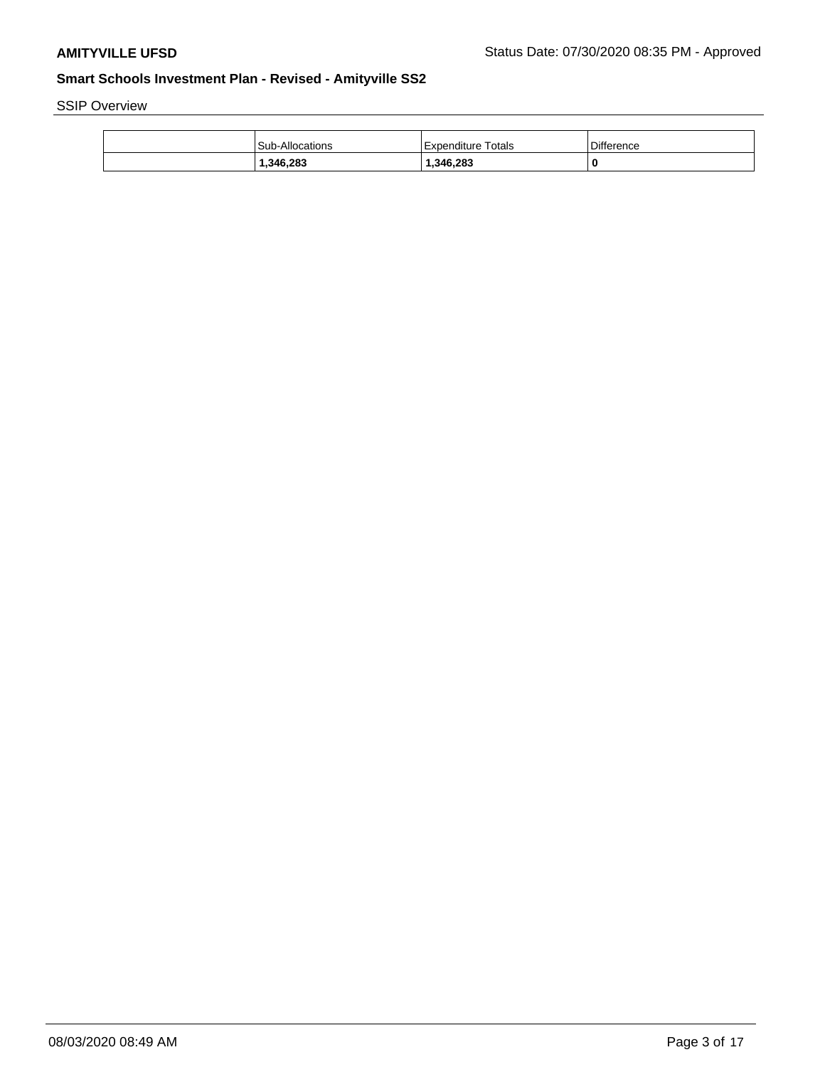SSIP Overview

| | Sub-Allocations | Expenditure Totals | Difference |
|---|---|---|---|
| | **1,346,283** | **1,346,283** | **0** |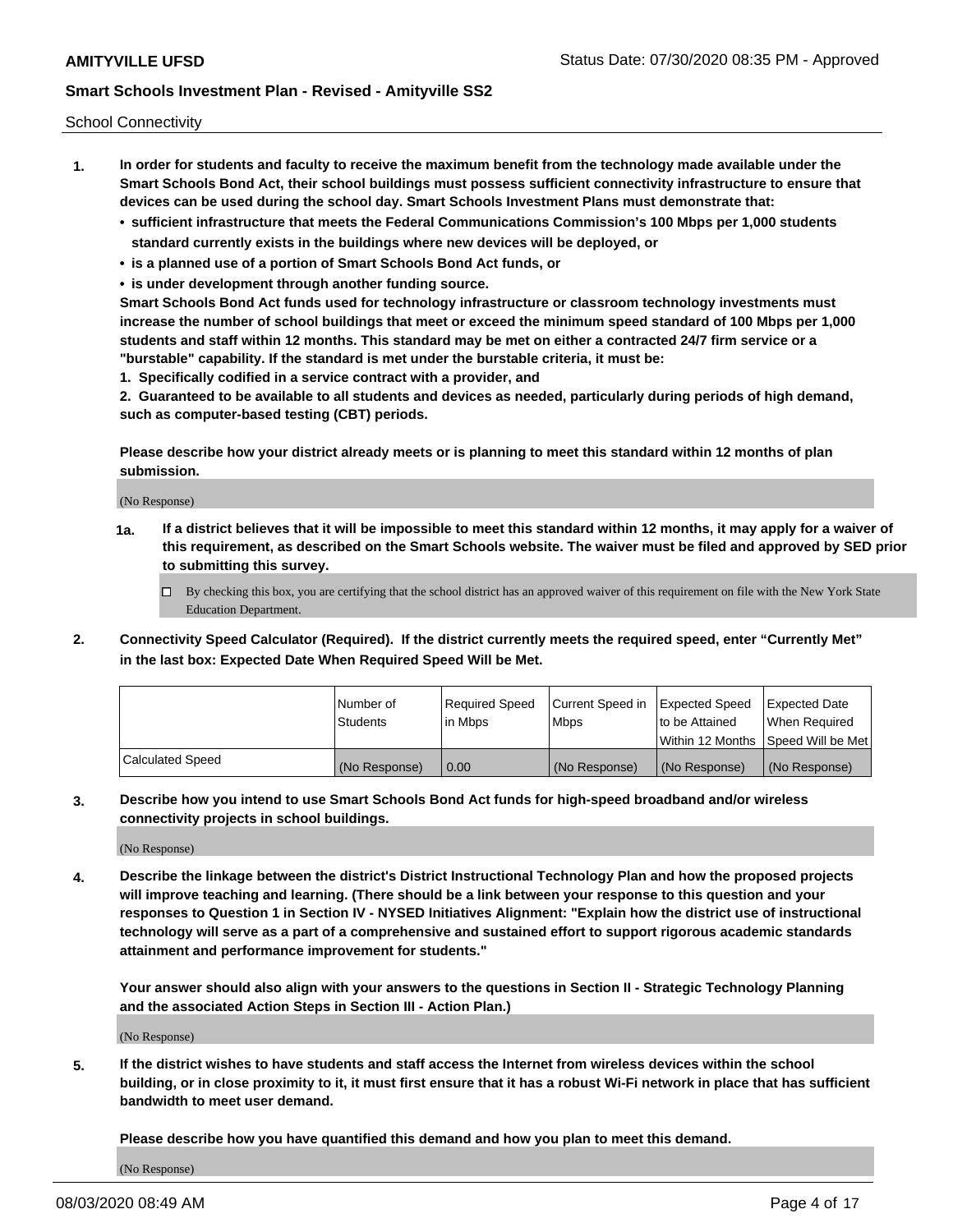School Connectivity

1. **In order for students and faculty to receive the maximum benefit from the technology made available under the Smart Schools Bond Act, their school buildings must possess sufficient connectivity infrastructure to ensure that devices can be used during the school day. Smart Schools Investment Plans must demonstrate that:**
   - **sufficient infrastructure that meets the Federal Communications Commission's 100 Mbps per 1,000 students standard currently exists in the buildings where new devices will be deployed, or**
   - **is a planned use of a portion of Smart Schools Bond Act funds, or**
   - **is under development through another funding source.**

   **Smart Schools Bond Act funds used for technology infrastructure or classroom technology investments must increase the number of school buildings that meet or exceed the minimum speed standard of 100 Mbps per 1,000 students and staff within 12 months. This standard may be met on either a contracted 24/7 firm service or a "burstable" capability. If the standard is met under the burstable criteria, it must be:**

   **1. Specifically codified in a service contract with a provider, and**

   **2. Guaranteed to be available to all students and devices as needed, particularly during periods of high demand, such as computer-based testing (CBT) periods.**

   **Please describe how your district already meets or is planning to meet this standard within 12 months of plan submission.**

   (No Response)

   **1a. If a district believes that it will be impossible to meet this standard within 12 months, it may apply for a waiver of this requirement, as described on the Smart Schools website. The waiver must be filed and approved by SED prior to submitting this survey.**

   ☐ By checking this box, you are certifying that the school district has an approved waiver of this requirement on file with the New York State Education Department.

2. **Connectivity Speed Calculator (Required). If the district currently meets the required speed, enter "Currently Met" in the last box: Expected Date When Required Speed Will be Met.**

|  | Number of Students | Required Speed in Mbps | Current Speed in Mbps | Expected Speed to be Attained Within 12 Months | Expected Date When Required Speed Will be Met |
|---|---|---|---|---|---|
| Calculated Speed | (No Response) | 0.00 | (No Response) | (No Response) | (No Response) |

3. **Describe how you intend to use Smart Schools Bond Act funds for high-speed broadband and/or wireless connectivity projects in school buildings.**

   (No Response)

4. **Describe the linkage between the district's District Instructional Technology Plan and how the proposed projects will improve teaching and learning. (There should be a link between your response to this question and your responses to Question 1 in Section IV - NYSED Initiatives Alignment: "Explain how the district use of instructional technology will serve as a part of a comprehensive and sustained effort to support rigorous academic standards attainment and performance improvement for students."**

   **Your answer should also align with your answers to the questions in Section II - Strategic Technology Planning and the associated Action Steps in Section III - Action Plan.)**

   (No Response)

5. **If the district wishes to have students and staff access the Internet from wireless devices within the school building, or in close proximity to it, it must first ensure that it has a robust Wi-Fi network in place that has sufficient bandwidth to meet user demand.**

   **Please describe how you have quantified this demand and how you plan to meet this demand.**

   (No Response)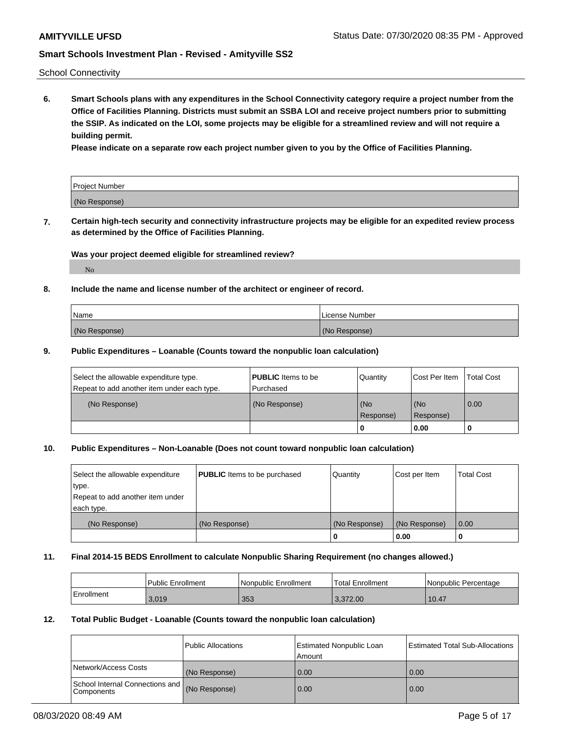School Connectivity

**6. Smart Schools plans with any expenditures in the School Connectivity category require a project number from the Office of Facilities Planning. Districts must submit an SSBA LOI and receive project numbers prior to submitting the SSIP. As indicated on the LOI, some projects may be eligible for a streamlined review and will not require a building permit.**

**Please indicate on a separate row each project number given to you by the Office of Facilities Planning.**

| Project Number |
|---|
| (No Response) |

**7. Certain high-tech security and connectivity infrastructure projects may be eligible for an expedited review process as determined by the Office of Facilities Planning.**

**Was your project deemed eligible for streamlined review?**

No

**8. Include the name and license number of the architect or engineer of record.**

| Name | License Number |
|---|---|
| (No Response) | (No Response) |

**9. Public Expenditures – Loanable (Counts toward the nonpublic loan calculation)**

| Select the allowable expenditure type. Repeat to add another item under each type. | **PUBLIC** Items to be Purchased | Quantity | Cost Per Item | Total Cost |
|---|---|---|---|---|
| (No Response) | (No Response) | (No Response) | (No Response) | 0.00 |
| | | 0 | 0.00 | 0 |

**10. Public Expenditures – Non-Loanable (Does not count toward nonpublic loan calculation)**

| Select the allowable expenditure type. Repeat to add another item under each type. | **PUBLIC** Items to be purchased | Quantity | Cost per Item | Total Cost |
|---|---|---|---|---|
| (No Response) | (No Response) | (No Response) | (No Response) | 0.00 |
| | | 0 | 0.00 | 0 |

**11. Final 2014-15 BEDS Enrollment to calculate Nonpublic Sharing Requirement (no changes allowed.)**

| | Public Enrollment | Nonpublic Enrollment | Total Enrollment | Nonpublic Percentage |
|---|---|---|---|---|
| Enrollment | 3,019 | 353 | 3,372.00 | 10.47 |

**12. Total Public Budget - Loanable (Counts toward the nonpublic loan calculation)**

| | Public Allocations | Estimated Nonpublic Loan Amount | Estimated Total Sub-Allocations |
|---|---|---|---|
| Network/Access Costs | (No Response) | 0.00 | 0.00 |
| School Internal Connections and Components | (No Response) | 0.00 | 0.00 |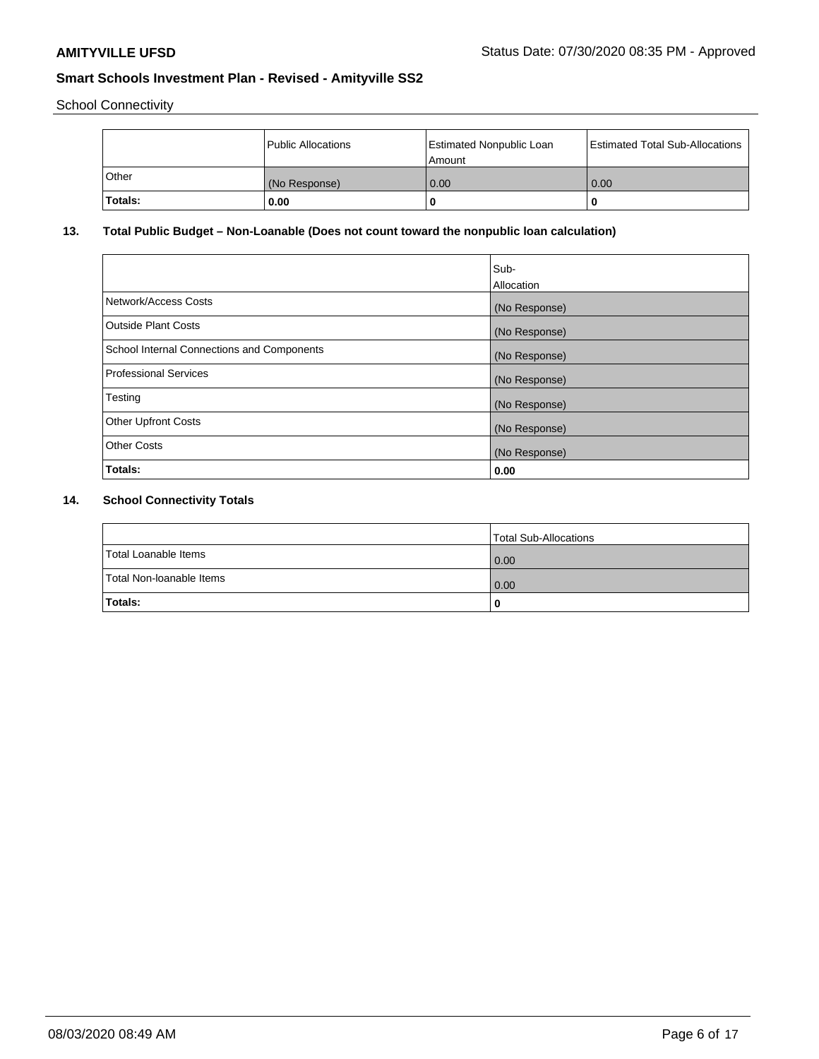School Connectivity

| | Public Allocations | Estimated Nonpublic Loan Amount | Estimated Total Sub-Allocations |
|---|---|---|---|
| Other | (No Response) | 0.00 | 0.00 |
| **Totals:** | **0.00** | **0** | **0** |

## 13. Total Public Budget – Non-Loanable (Does not count toward the nonpublic loan calculation)

| | Sub-Allocation |
|---|---|
| Network/Access Costs | (No Response) |
| Outside Plant Costs | (No Response) |
| School Internal Connections and Components | (No Response) |
| Professional Services | (No Response) |
| Testing | (No Response) |
| Other Upfront Costs | (No Response) |
| Other Costs | (No Response) |
| **Totals:** | **0.00** |

## 14. School Connectivity Totals

| | Total Sub-Allocations |
|---|---|
| Total Loanable Items | 0.00 |
| Total Non-loanable Items | 0.00 |
| **Totals:** | **0** |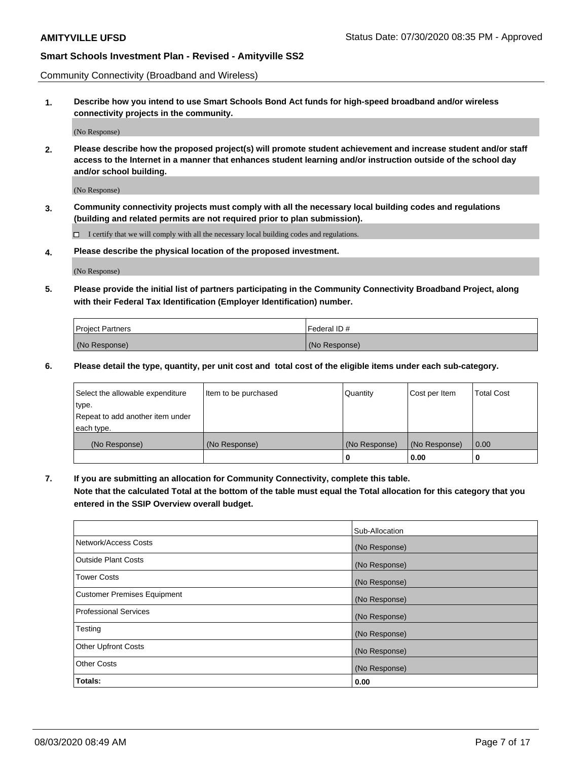Community Connectivity (Broadband and Wireless)

**1. Describe how you intend to use Smart Schools Bond Act funds for high-speed broadband and/or wireless connectivity projects in the community.**

(No Response)

**2. Please describe how the proposed project(s) will promote student achievement and increase student and/or staff access to the Internet in a manner that enhances student learning and/or instruction outside of the school day and/or school building.**

(No Response)

**3. Community connectivity projects must comply with all the necessary local building codes and regulations (building and related permits are not required prior to plan submission).**

☐ I certify that we will comply with all the necessary local building codes and regulations.

**4. Please describe the physical location of the proposed investment.**

(No Response)

**5. Please provide the initial list of partners participating in the Community Connectivity Broadband Project, along with their Federal Tax Identification (Employer Identification) number.**

| Project Partners | Federal ID # |
|---|---|
| (No Response) | (No Response) |

**6. Please detail the type, quantity, per unit cost and total cost of the eligible items under each sub-category.**

| Select the allowable expenditure type. Repeat to add another item under each type. | Item to be purchased | Quantity | Cost per Item | Total Cost |
|---|---|---|---|---|
| (No Response) | (No Response) | (No Response) | (No Response) | 0.00 |
| | | **0** | **0.00** | **0** |

**7. If you are submitting an allocation for Community Connectivity, complete this table. Note that the calculated Total at the bottom of the table must equal the Total allocation for this category that you entered in the SSIP Overview overall budget.**

| | Sub-Allocation |
|---|---|
| Network/Access Costs | (No Response) |
| Outside Plant Costs | (No Response) |
| Tower Costs | (No Response) |
| Customer Premises Equipment | (No Response) |
| Professional Services | (No Response) |
| Testing | (No Response) |
| Other Upfront Costs | (No Response) |
| Other Costs | (No Response) |
| **Totals:** | **0.00** |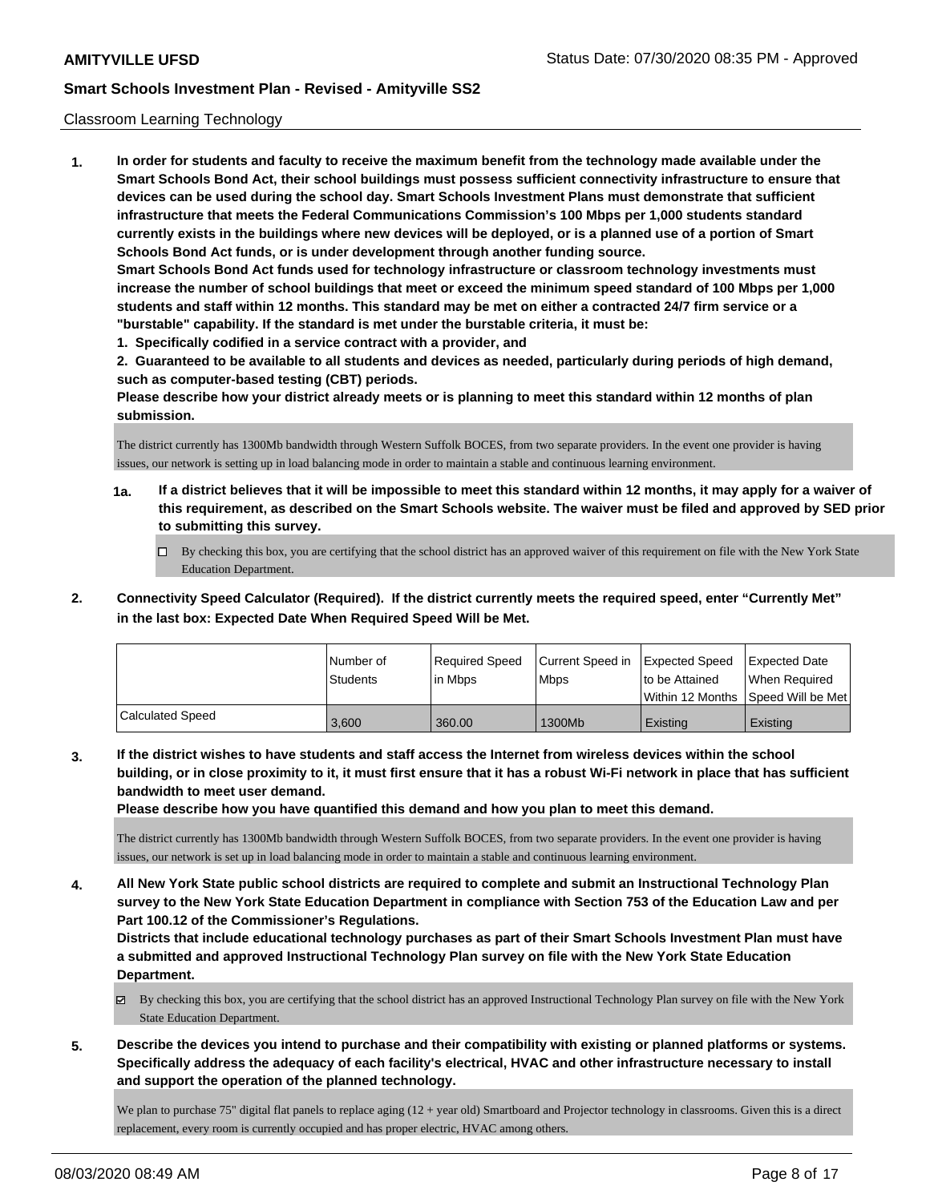Classroom Learning Technology

**1. In order for students and faculty to receive the maximum benefit from the technology made available under the Smart Schools Bond Act, their school buildings must possess sufficient connectivity infrastructure to ensure that devices can be used during the school day. Smart Schools Investment Plans must demonstrate that sufficient infrastructure that meets the Federal Communications Commission's 100 Mbps per 1,000 students standard currently exists in the buildings where new devices will be deployed, or is a planned use of a portion of Smart Schools Bond Act funds, or is under development through another funding source.**

**Smart Schools Bond Act funds used for technology infrastructure or classroom technology investments must increase the number of school buildings that meet or exceed the minimum speed standard of 100 Mbps per 1,000 students and staff within 12 months. This standard may be met on either a contracted 24/7 firm service or a "burstable" capability. If the standard is met under the burstable criteria, it must be:**

**1. Specifically codified in a service contract with a provider, and**

**2. Guaranteed to be available to all students and devices as needed, particularly during periods of high demand, such as computer-based testing (CBT) periods.**

**Please describe how your district already meets or is planning to meet this standard within 12 months of plan submission.**

The district currently has 1300Mb bandwidth through Western Suffolk BOCES, from two separate providers. In the event one provider is having issues, our network is setting up in load balancing mode in order to maintain a stable and continuous learning environment.

**1a. If a district believes that it will be impossible to meet this standard within 12 months, it may apply for a waiver of this requirement, as described on the Smart Schools website. The waiver must be filed and approved by SED prior to submitting this survey.**

☐ By checking this box, you are certifying that the school district has an approved waiver of this requirement on file with the New York State Education Department.

**2. Connectivity Speed Calculator (Required). If the district currently meets the required speed, enter "Currently Met" in the last box: Expected Date When Required Speed Will be Met.**

| | Number of Students | Required Speed in Mbps | Current Speed in Mbps | Expected Speed to be Attained Within 12 Months | Expected Date When Required Speed Will be Met |
|---|---|---|---|---|---|
| Calculated Speed | 3,600 | 360.00 | 1300Mb | Existing | Existing |

**3. If the district wishes to have students and staff access the Internet from wireless devices within the school building, or in close proximity to it, it must first ensure that it has a robust Wi-Fi network in place that has sufficient bandwidth to meet user demand.**

**Please describe how you have quantified this demand and how you plan to meet this demand.**

The district currently has 1300Mb bandwidth through Western Suffolk BOCES, from two separate providers. In the event one provider is having issues, our network is set up in load balancing mode in order to maintain a stable and continuous learning environment.

**4. All New York State public school districts are required to complete and submit an Instructional Technology Plan survey to the New York State Education Department in compliance with Section 753 of the Education Law and per Part 100.12 of the Commissioner's Regulations.**

**Districts that include educational technology purchases as part of their Smart Schools Investment Plan must have a submitted and approved Instructional Technology Plan survey on file with the New York State Education Department.**

☑ By checking this box, you are certifying that the school district has an approved Instructional Technology Plan survey on file with the New York State Education Department.

**5. Describe the devices you intend to purchase and their compatibility with existing or planned platforms or systems. Specifically address the adequacy of each facility's electrical, HVAC and other infrastructure necessary to install and support the operation of the planned technology.**

We plan to purchase 75" digital flat panels to replace aging (12 + year old) Smartboard and Projector technology in classrooms. Given this is a direct replacement, every room is currently occupied and has proper electric, HVAC among others.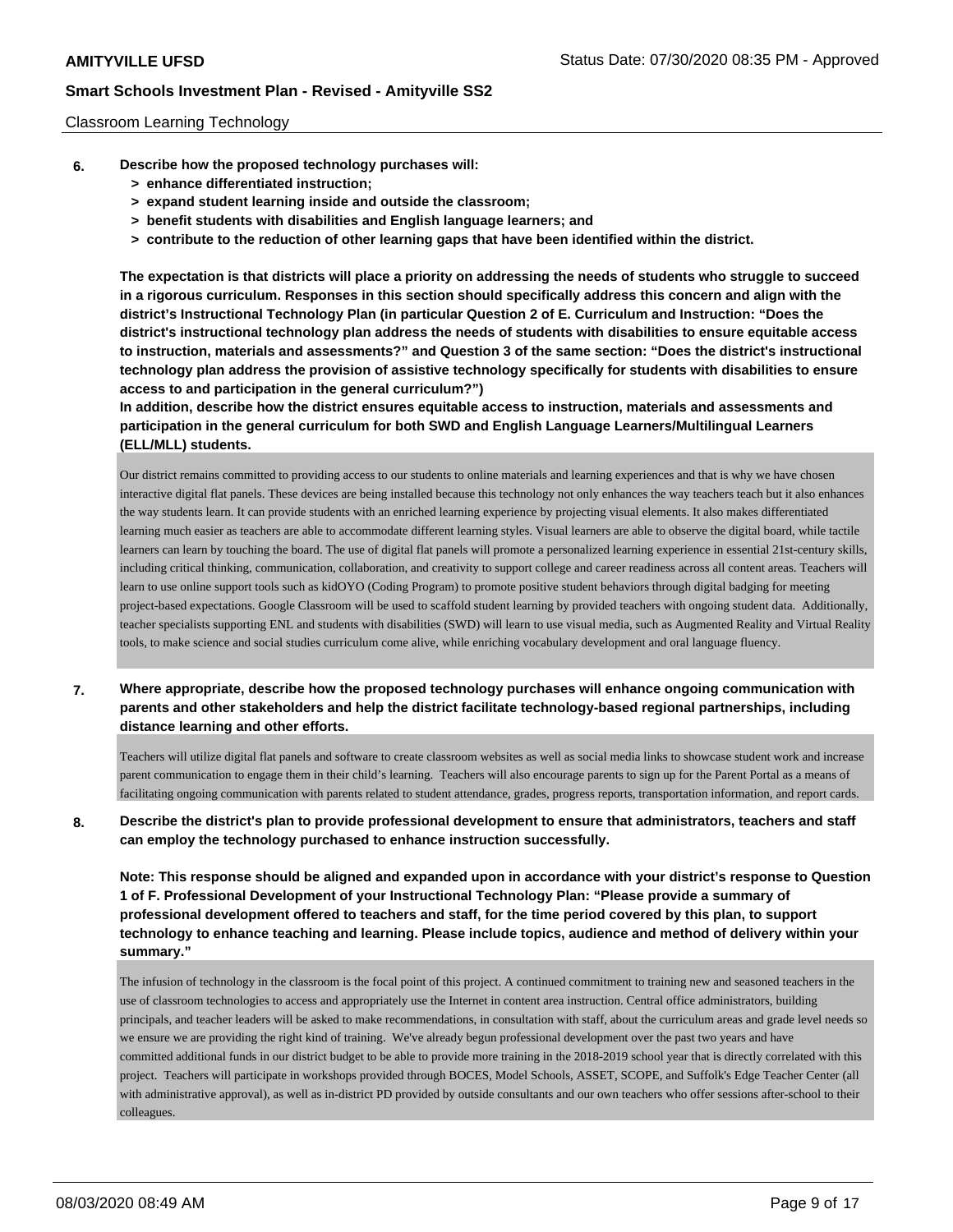Classroom Learning Technology

**6. Describe how the proposed technology purchases will:**
- **> enhance differentiated instruction;**
- **> expand student learning inside and outside the classroom;**
- **> benefit students with disabilities and English language learners; and**
- **> contribute to the reduction of other learning gaps that have been identified within the district.**

**The expectation is that districts will place a priority on addressing the needs of students who struggle to succeed in a rigorous curriculum. Responses in this section should specifically address this concern and align with the district's Instructional Technology Plan (in particular Question 2 of E. Curriculum and Instruction: "Does the district's instructional technology plan address the needs of students with disabilities to ensure equitable access to instruction, materials and assessments?" and Question 3 of the same section: "Does the district's instructional technology plan address the provision of assistive technology specifically for students with disabilities to ensure access to and participation in the general curriculum?")**

**In addition, describe how the district ensures equitable access to instruction, materials and assessments and participation in the general curriculum for both SWD and English Language Learners/Multilingual Learners (ELL/MLL) students.**

Our district remains committed to providing access to our students to online materials and learning experiences and that is why we have chosen interactive digital flat panels. These devices are being installed because this technology not only enhances the way teachers teach but it also enhances the way students learn. It can provide students with an enriched learning experience by projecting visual elements. It also makes differentiated learning much easier as teachers are able to accommodate different learning styles. Visual learners are able to observe the digital board, while tactile learners can learn by touching the board. The use of digital flat panels will promote a personalized learning experience in essential 21st-century skills, including critical thinking, communication, collaboration, and creativity to support college and career readiness across all content areas. Teachers will learn to use online support tools such as kidOYO (Coding Program) to promote positive student behaviors through digital badging for meeting project-based expectations. Google Classroom will be used to scaffold student learning by provided teachers with ongoing student data. Additionally, teacher specialists supporting ENL and students with disabilities (SWD) will learn to use visual media, such as Augmented Reality and Virtual Reality tools, to make science and social studies curriculum come alive, while enriching vocabulary development and oral language fluency.

**7. Where appropriate, describe how the proposed technology purchases will enhance ongoing communication with parents and other stakeholders and help the district facilitate technology-based regional partnerships, including distance learning and other efforts.**

Teachers will utilize digital flat panels and software to create classroom websites as well as social media links to showcase student work and increase parent communication to engage them in their child's learning. Teachers will also encourage parents to sign up for the Parent Portal as a means of facilitating ongoing communication with parents related to student attendance, grades, progress reports, transportation information, and report cards.

**8. Describe the district's plan to provide professional development to ensure that administrators, teachers and staff can employ the technology purchased to enhance instruction successfully.**

**Note: This response should be aligned and expanded upon in accordance with your district's response to Question 1 of F. Professional Development of your Instructional Technology Plan: "Please provide a summary of professional development offered to teachers and staff, for the time period covered by this plan, to support technology to enhance teaching and learning. Please include topics, audience and method of delivery within your summary."**

The infusion of technology in the classroom is the focal point of this project. A continued commitment to training new and seasoned teachers in the use of classroom technologies to access and appropriately use the Internet in content area instruction. Central office administrators, building principals, and teacher leaders will be asked to make recommendations, in consultation with staff, about the curriculum areas and grade level needs so we ensure we are providing the right kind of training. We've already begun professional development over the past two years and have committed additional funds in our district budget to be able to provide more training in the 2018-2019 school year that is directly correlated with this project. Teachers will participate in workshops provided through BOCES, Model Schools, ASSET, SCOPE, and Suffolk's Edge Teacher Center (all with administrative approval), as well as in-district PD provided by outside consultants and our own teachers who offer sessions after-school to their colleagues.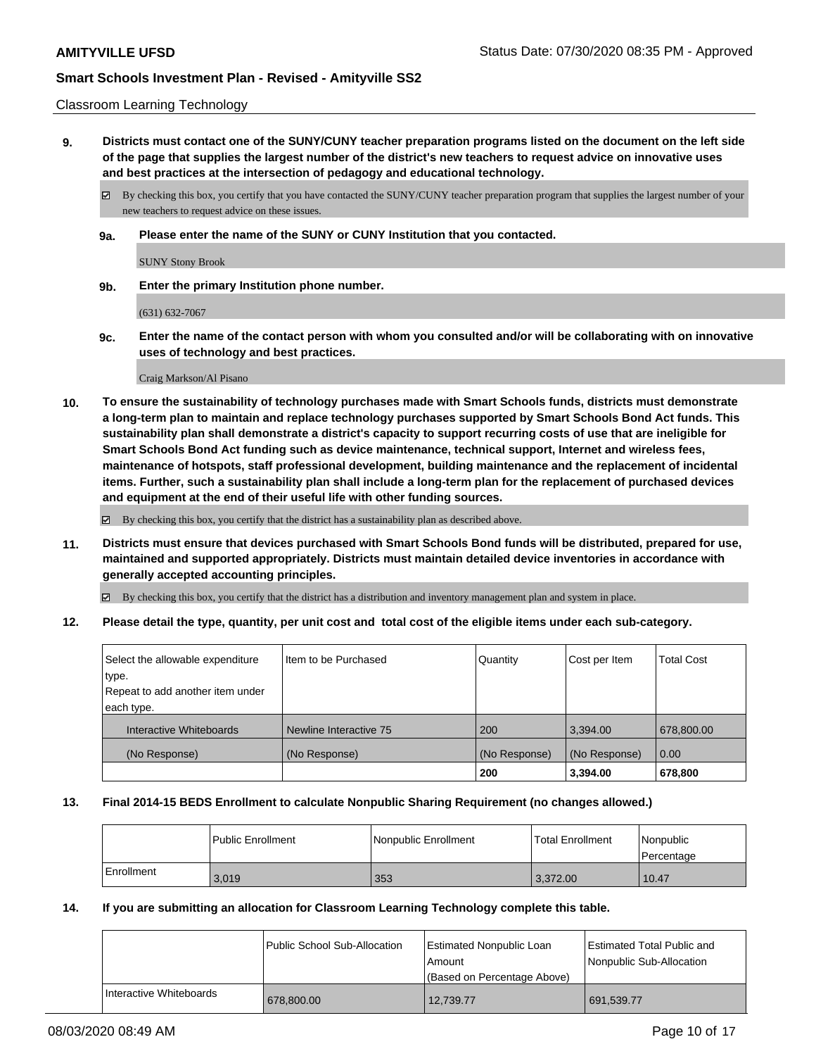Classroom Learning Technology

**9. Districts must contact one of the SUNY/CUNY teacher preparation programs listed on the document on the left side of the page that supplies the largest number of the district's new teachers to request advice on innovative uses and best practices at the intersection of pedagogy and educational technology.**

☑ By checking this box, you certify that you have contacted the SUNY/CUNY teacher preparation program that supplies the largest number of your new teachers to request advice on these issues.

**9a. Please enter the name of the SUNY or CUNY Institution that you contacted.**

SUNY Stony Brook

**9b. Enter the primary Institution phone number.**

(631) 632-7067

**9c. Enter the name of the contact person with whom you consulted and/or will be collaborating with on innovative uses of technology and best practices.**

Craig Markson/Al Pisano

**10. To ensure the sustainability of technology purchases made with Smart Schools funds, districts must demonstrate a long-term plan to maintain and replace technology purchases supported by Smart Schools Bond Act funds. This sustainability plan shall demonstrate a district's capacity to support recurring costs of use that are ineligible for Smart Schools Bond Act funding such as device maintenance, technical support, Internet and wireless fees, maintenance of hotspots, staff professional development, building maintenance and the replacement of incidental items. Further, such a sustainability plan shall include a long-term plan for the replacement of purchased devices and equipment at the end of their useful life with other funding sources.**

☑ By checking this box, you certify that the district has a sustainability plan as described above.

**11. Districts must ensure that devices purchased with Smart Schools Bond funds will be distributed, prepared for use, maintained and supported appropriately. Districts must maintain detailed device inventories in accordance with generally accepted accounting principles.**

☑ By checking this box, you certify that the district has a distribution and inventory management plan and system in place.

**12. Please detail the type, quantity, per unit cost and total cost of the eligible items under each sub-category.**

| Select the allowable expenditure type. Repeat to add another item under each type. | Item to be Purchased | Quantity | Cost per Item | Total Cost |
|---|---|---|---|---|
| Interactive Whiteboards | Newline Interactive 75 | 200 | 3,394.00 | 678,800.00 |
| (No Response) | (No Response) | (No Response) | (No Response) | 0.00 |
| | | 200 | 3,394.00 | 678,800 |

**13. Final 2014-15 BEDS Enrollment to calculate Nonpublic Sharing Requirement (no changes allowed.)**

| | Public Enrollment | Nonpublic Enrollment | Total Enrollment | Nonpublic Percentage |
|---|---|---|---|---|
| Enrollment | 3,019 | 353 | 3,372.00 | 10.47 |

**14. If you are submitting an allocation for Classroom Learning Technology complete this table.**

| | Public School Sub-Allocation | Estimated Nonpublic Loan Amount (Based on Percentage Above) | Estimated Total Public and Nonpublic Sub-Allocation |
|---|---|---|---|
| Interactive Whiteboards | 678,800.00 | 12,739.77 | 691,539.77 |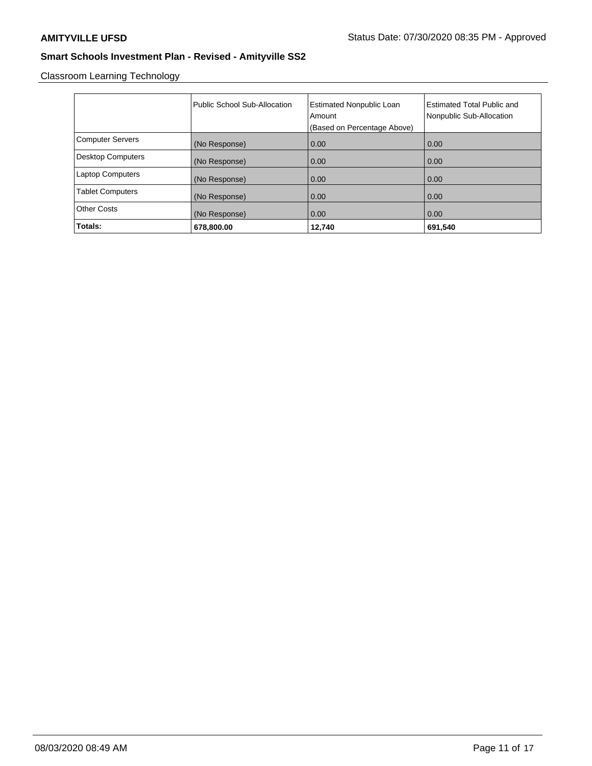**AMITYVILLE UFSD**

Status Date: 07/30/2020 08:35 PM - Approved

## Smart Schools Investment Plan - Revised - Amityville SS2

Classroom Learning Technology

| | Public School Sub-Allocation | Estimated Nonpublic Loan Amount (Based on Percentage Above) | Estimated Total Public and Nonpublic Sub-Allocation |
|---|---|---|---|
| Computer Servers | (No Response) | 0.00 | 0.00 |
| Desktop Computers | (No Response) | 0.00 | 0.00 |
| Laptop Computers | (No Response) | 0.00 | 0.00 |
| Tablet Computers | (No Response) | 0.00 | 0.00 |
| Other Costs | (No Response) | 0.00 | 0.00 |
| **Totals:** | **678,800.00** | **12,740** | **691,540** |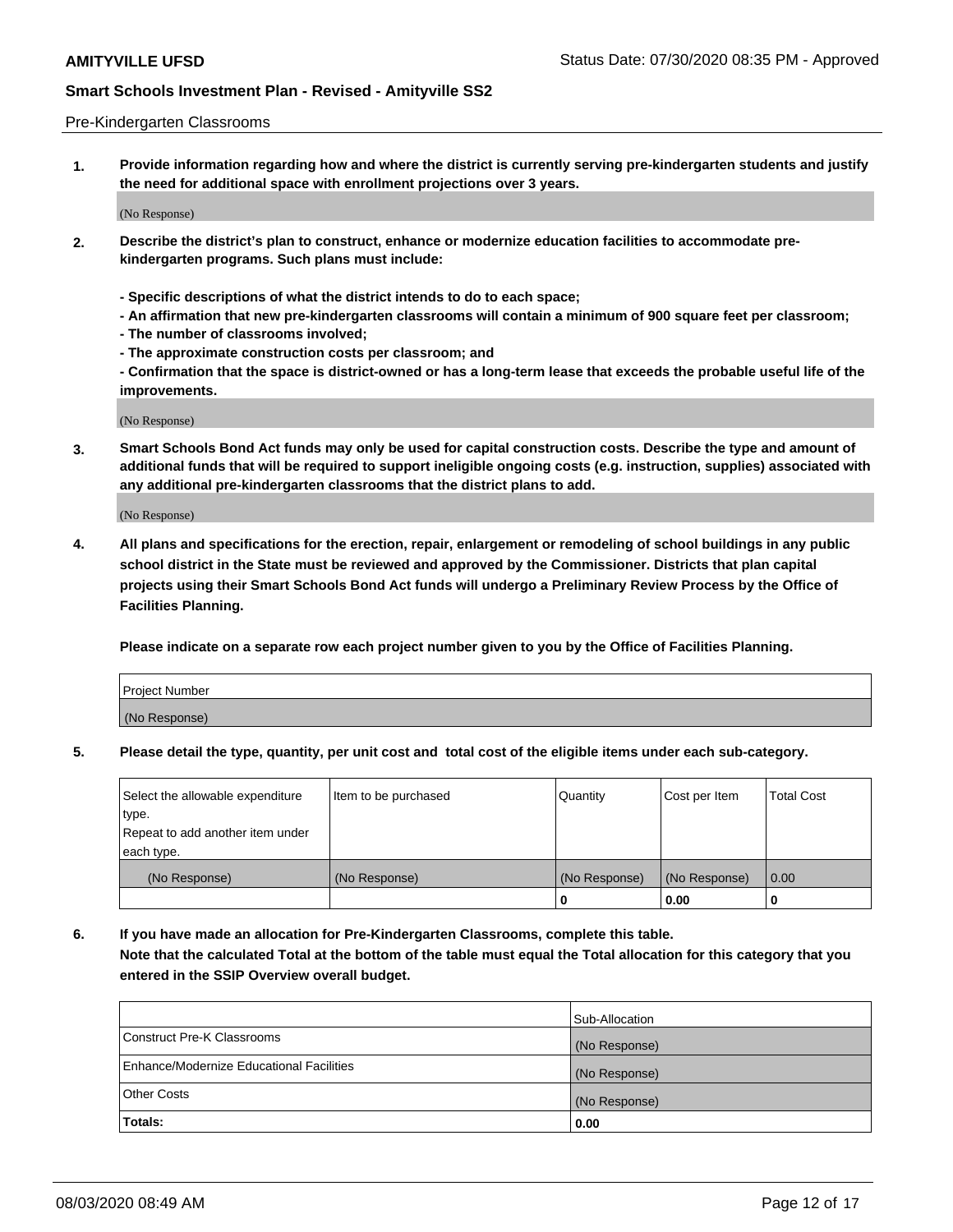Pre-Kindergarten Classrooms

**1. Provide information regarding how and where the district is currently serving pre-kindergarten students and justify the need for additional space with enrollment projections over 3 years.**

(No Response)

**2. Describe the district's plan to construct, enhance or modernize education facilities to accommodate pre-kindergarten programs. Such plans must include:**

**- Specific descriptions of what the district intends to do to each space;**
**- An affirmation that new pre-kindergarten classrooms will contain a minimum of 900 square feet per classroom;**
**- The number of classrooms involved;**
**- The approximate construction costs per classroom; and**
**- Confirmation that the space is district-owned or has a long-term lease that exceeds the probable useful life of the improvements.**

(No Response)

**3. Smart Schools Bond Act funds may only be used for capital construction costs. Describe the type and amount of additional funds that will be required to support ineligible ongoing costs (e.g. instruction, supplies) associated with any additional pre-kindergarten classrooms that the district plans to add.**

(No Response)

**4. All plans and specifications for the erection, repair, enlargement or remodeling of school buildings in any public school district in the State must be reviewed and approved by the Commissioner. Districts that plan capital projects using their Smart Schools Bond Act funds will undergo a Preliminary Review Process by the Office of Facilities Planning.**

**Please indicate on a separate row each project number given to you by the Office of Facilities Planning.**

| Project Number |
|---|
| (No Response) |

**5. Please detail the type, quantity, per unit cost and total cost of the eligible items under each sub-category.**

| Select the allowable expenditure type. Repeat to add another item under each type. | Item to be purchased | Quantity | Cost per Item | Total Cost |
|---|---|---|---|---|
| (No Response) | (No Response) | (No Response) | (No Response) | 0.00 |
| | | 0 | 0.00 | 0 |

**6. If you have made an allocation for Pre-Kindergarten Classrooms, complete this table. Note that the calculated Total at the bottom of the table must equal the Total allocation for this category that you entered in the SSIP Overview overall budget.**

| | Sub-Allocation |
|---|---|
| Construct Pre-K Classrooms | (No Response) |
| Enhance/Modernize Educational Facilities | (No Response) |
| Other Costs | (No Response) |
| **Totals:** | 0.00 |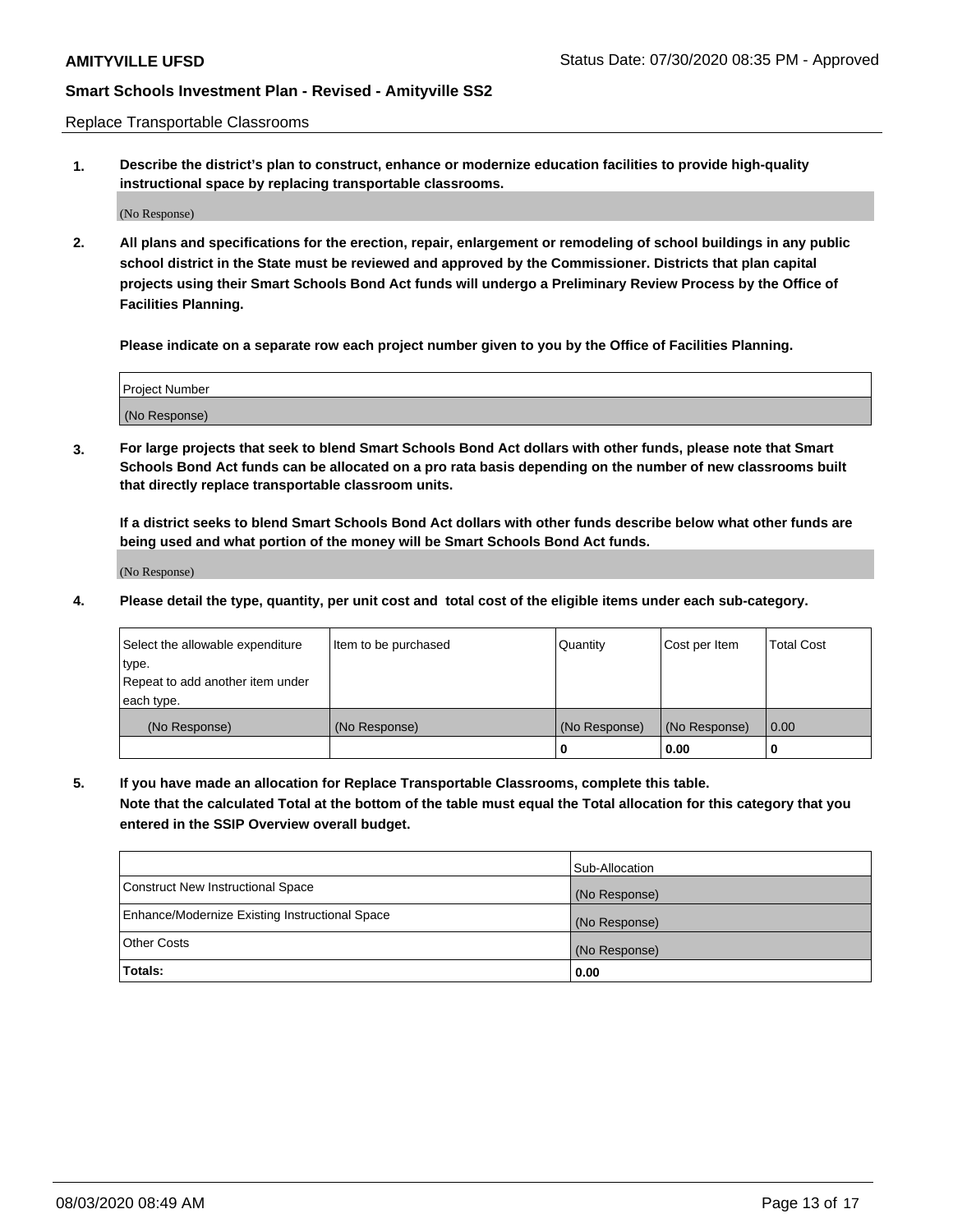Replace Transportable Classrooms

1. **Describe the district's plan to construct, enhance or modernize education facilities to provide high-quality instructional space by replacing transportable classrooms.**

(No Response)

2. **All plans and specifications for the erection, repair, enlargement or remodeling of school buildings in any public school district in the State must be reviewed and approved by the Commissioner. Districts that plan capital projects using their Smart Schools Bond Act funds will undergo a Preliminary Review Process by the Office of Facilities Planning.**

**Please indicate on a separate row each project number given to you by the Office of Facilities Planning.**

| Project Number |
|---|
| (No Response) |

3. **For large projects that seek to blend Smart Schools Bond Act dollars with other funds, please note that Smart Schools Bond Act funds can be allocated on a pro rata basis depending on the number of new classrooms built that directly replace transportable classroom units.**

**If a district seeks to blend Smart Schools Bond Act dollars with other funds describe below what other funds are being used and what portion of the money will be Smart Schools Bond Act funds.**

(No Response)

4. **Please detail the type, quantity, per unit cost and total cost of the eligible items under each sub-category.**

| Select the allowable expenditure type. Repeat to add another item under each type. | Item to be purchased | Quantity | Cost per Item | Total Cost |
|---|---|---|---|---|
| (No Response) | (No Response) | (No Response) | (No Response) | 0.00 |
| | | **0** | **0.00** | **0** |

5. **If you have made an allocation for Replace Transportable Classrooms, complete this table. Note that the calculated Total at the bottom of the table must equal the Total allocation for this category that you entered in the SSIP Overview overall budget.**

| | Sub-Allocation |
|---|---|
| Construct New Instructional Space | (No Response) |
| Enhance/Modernize Existing Instructional Space | (No Response) |
| Other Costs | (No Response) |
| **Totals:** | **0.00** |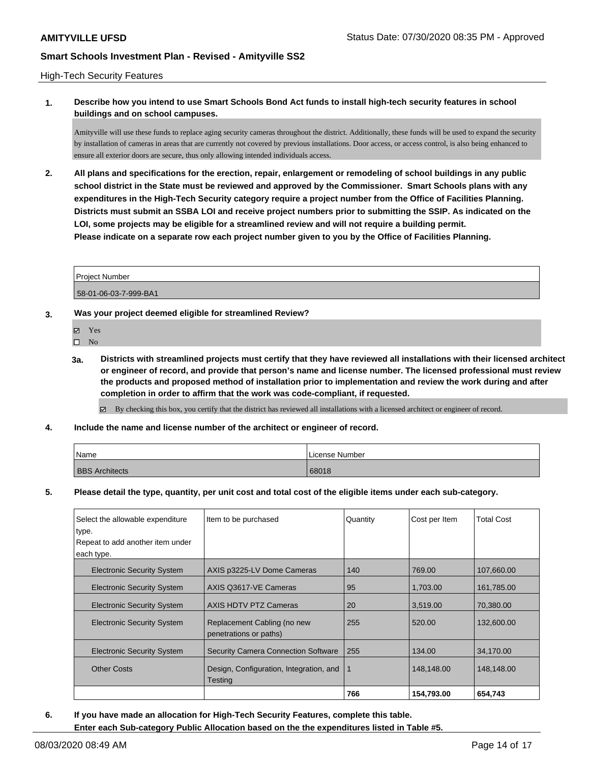High-Tech Security Features

**1. Describe how you intend to use Smart Schools Bond Act funds to install high-tech security features in school buildings and on school campuses.**

Amityville will use these funds to replace aging security cameras throughout the district. Additionally, these funds will be used to expand the security by installation of cameras in areas that are currently not covered by previous installations. Door access, or access control, is also being enhanced to ensure all exterior doors are secure, thus only allowing intended individuals access.

**2. All plans and specifications for the erection, repair, enlargement or remodeling of school buildings in any public school district in the State must be reviewed and approved by the Commissioner. Smart Schools plans with any expenditures in the High-Tech Security category require a project number from the Office of Facilities Planning. Districts must submit an SSBA LOI and receive project numbers prior to submitting the SSIP. As indicated on the LOI, some projects may be eligible for a streamlined review and will not require a building permit. Please indicate on a separate row each project number given to you by the Office of Facilities Planning.**

| Project Number |
|---|
| 58-01-06-03-7-999-BA1 |

**3. Was your project deemed eligible for streamlined Review?**

- ☑ Yes
- ☐ No

**3a. Districts with streamlined projects must certify that they have reviewed all installations with their licensed architect or engineer of record, and provide that person's name and license number. The licensed professional must review the products and proposed method of installation prior to implementation and review the work during and after completion in order to affirm that the work was code-compliant, if requested.**

☑ By checking this box, you certify that the district has reviewed all installations with a licensed architect or engineer of record.

**4. Include the name and license number of the architect or engineer of record.**

| Name | License Number |
|---|---|
| BBS Architects | 68018 |

**5. Please detail the type, quantity, per unit cost and total cost of the eligible items under each sub-category.**

| Select the allowable expenditure type. Repeat to add another item under each type. | Item to be purchased | Quantity | Cost per Item | Total Cost |
|---|---|---|---|---|
| Electronic Security System | AXIS p3225-LV Dome Cameras | 140 | 769.00 | 107,660.00 |
| Electronic Security System | AXIS Q3617-VE Cameras | 95 | 1,703.00 | 161,785.00 |
| Electronic Security System | AXIS HDTV PTZ Cameras | 20 | 3,519.00 | 70,380.00 |
| Electronic Security System | Replacement Cabling (no new penetrations or paths) | 255 | 520.00 | 132,600.00 |
| Electronic Security System | Security Camera Connection Software | 255 | 134.00 | 34,170.00 |
| Other Costs | Design, Configuration, Integration, and Testing | 1 | 148,148.00 | 148,148.00 |
| | | **766** | **154,793.00** | **654,743** |

**6. If you have made an allocation for High-Tech Security Features, complete this table. Enter each Sub-category Public Allocation based on the the expenditures listed in Table #5.**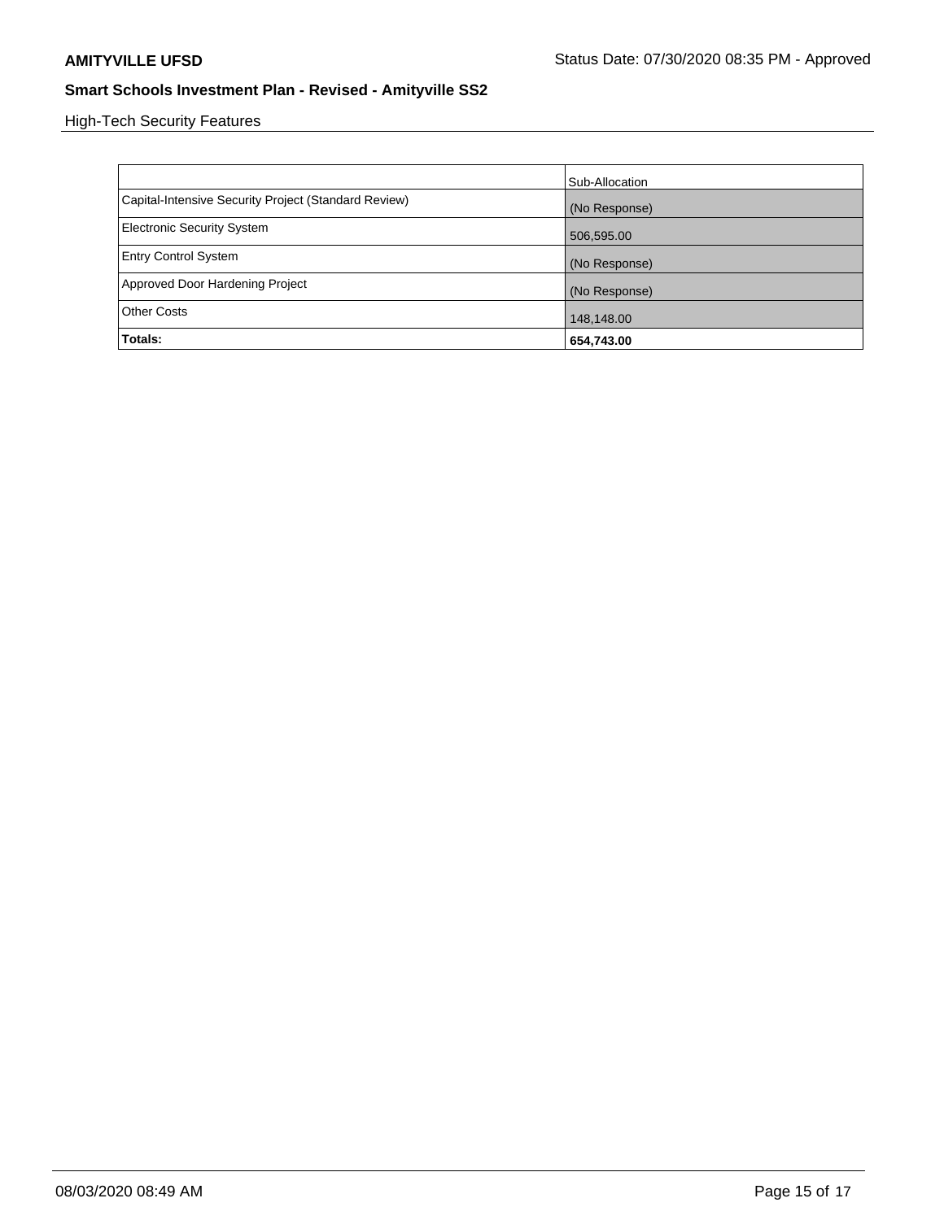High-Tech Security Features

| | Sub-Allocation |
|---|---|
| Capital-Intensive Security Project (Standard Review) | (No Response) |
| Electronic Security System | 506,595.00 |
| Entry Control System | (No Response) |
| Approved Door Hardening Project | (No Response) |
| Other Costs | 148,148.00 |
| **Totals:** | **654,743.00** |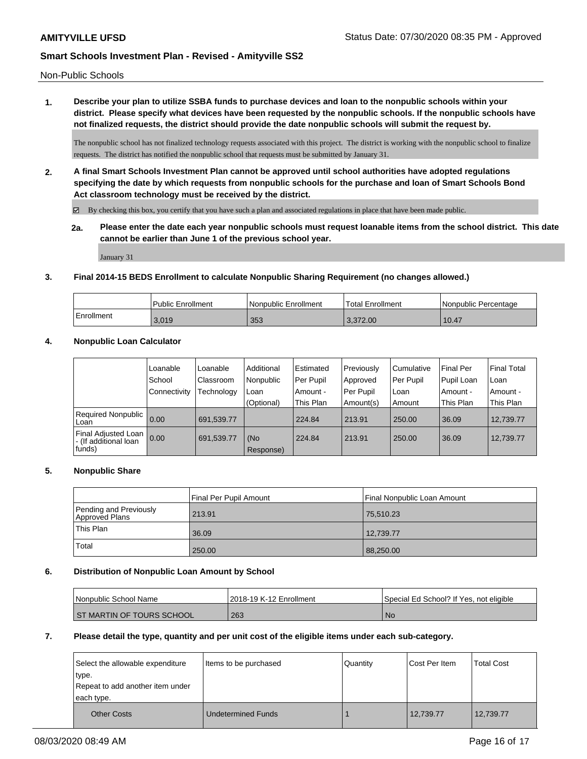Non-Public Schools

**1. Describe your plan to utilize SSBA funds to purchase devices and loan to the nonpublic schools within your district. Please specify what devices have been requested by the nonpublic schools. If the nonpublic schools have not finalized requests, the district should provide the date nonpublic schools will submit the request by.**

The nonpublic school has not finalized technology requests associated with this project. The district is working with the nonpublic school to finalize requests. The district has notified the nonpublic school that requests must be submitted by January 31.

**2. A final Smart Schools Investment Plan cannot be approved until school authorities have adopted regulations specifying the date by which requests from nonpublic schools for the purchase and loan of Smart Schools Bond Act classroom technology must be received by the district.**

☑ By checking this box, you certify that you have such a plan and associated regulations in place that have been made public.

**2a. Please enter the date each year nonpublic schools must request loanable items from the school district. This date cannot be earlier than June 1 of the previous school year.**

January 31

**3. Final 2014-15 BEDS Enrollment to calculate Nonpublic Sharing Requirement (no changes allowed.)**

| | Public Enrollment | Nonpublic Enrollment | Total Enrollment | Nonpublic Percentage |
|---|---|---|---|---|
| Enrollment | 3,019 | 353 | 3,372.00 | 10.47 |

**4. Nonpublic Loan Calculator**

| | Loanable School Connectivity | Loanable Classroom Technology | Additional Nonpublic Loan (Optional) | Estimated Per Pupil Amount - This Plan | Previously Approved Per Pupil Amount(s) | Cumulative Per Pupil Loan Amount | Final Per Pupil Loan Amount - This Plan | Final Total Loan Amount - This Plan |
|---|---|---|---|---|---|---|---|---|
| Required Nonpublic Loan | 0.00 | 691,539.77 | | 224.84 | 213.91 | 250.00 | 36.09 | 12,739.77 |
| Final Adjusted Loan - (If additional loan funds) | 0.00 | 691,539.77 | (No Response) | 224.84 | 213.91 | 250.00 | 36.09 | 12,739.77 |

**5. Nonpublic Share**

| | Final Per Pupil Amount | Final Nonpublic Loan Amount |
|---|---|---|
| Pending and Previously Approved Plans | 213.91 | 75,510.23 |
| This Plan | 36.09 | 12,739.77 |
| Total | 250.00 | 88,250.00 |

**6. Distribution of Nonpublic Loan Amount by School**

| Nonpublic School Name | 2018-19 K-12 Enrollment | Special Ed School? If Yes, not eligible |
|---|---|---|
| ST MARTIN OF TOURS SCHOOL | 263 | No |

**7. Please detail the type, quantity and per unit cost of the eligible items under each sub-category.**

| Select the allowable expenditure type. Repeat to add another item under each type. | Items to be purchased | Quantity | Cost Per Item | Total Cost |
|---|---|---|---|---|
| Other Costs | Undetermined Funds | 1 | 12,739.77 | 12,739.77 |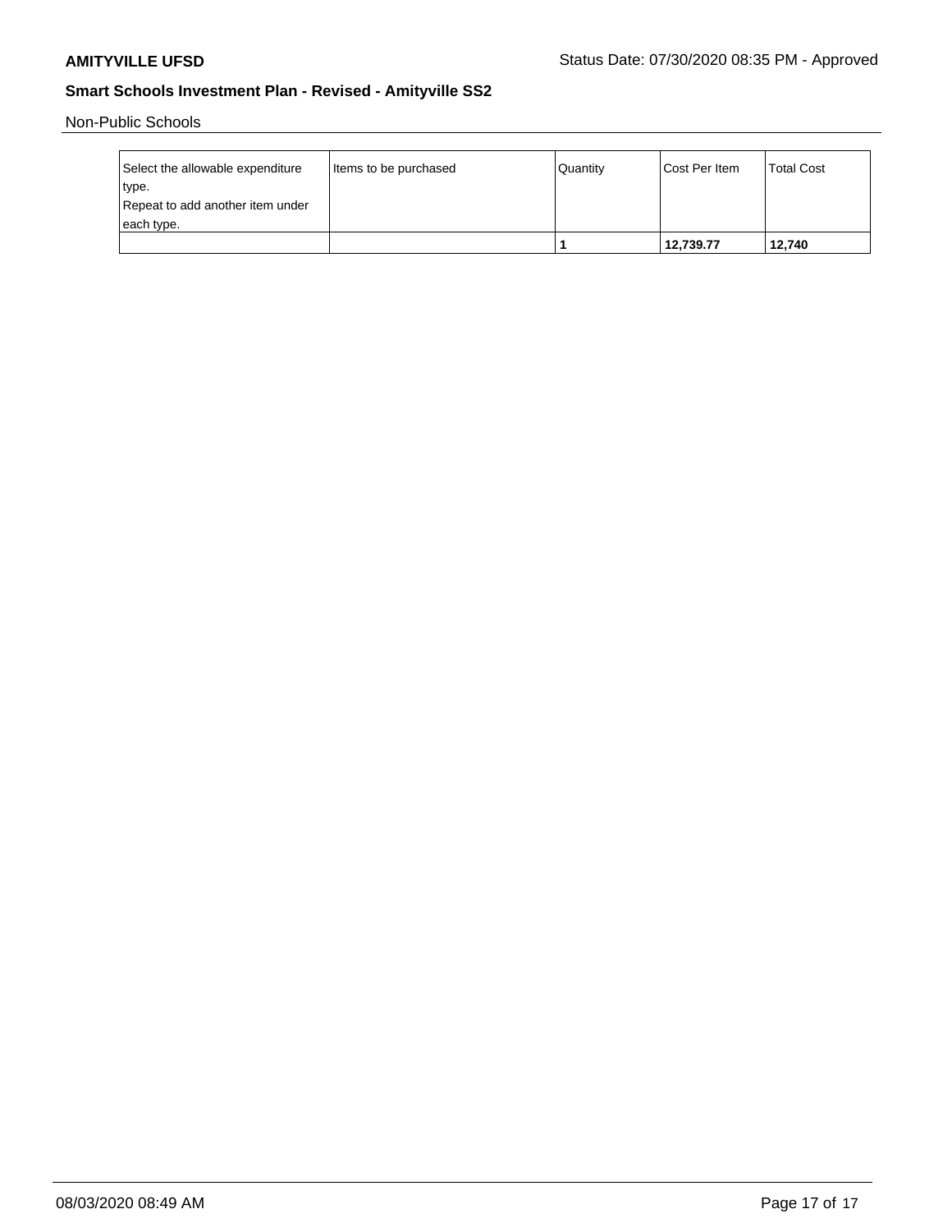Non-Public Schools

| Select the allowable expenditure type. Repeat to add another item under each type. | Items to be purchased | Quantity | Cost Per Item | Total Cost |
|---|---|---|---|---|
| | | **1** | **12,739.77** | **12,740** |